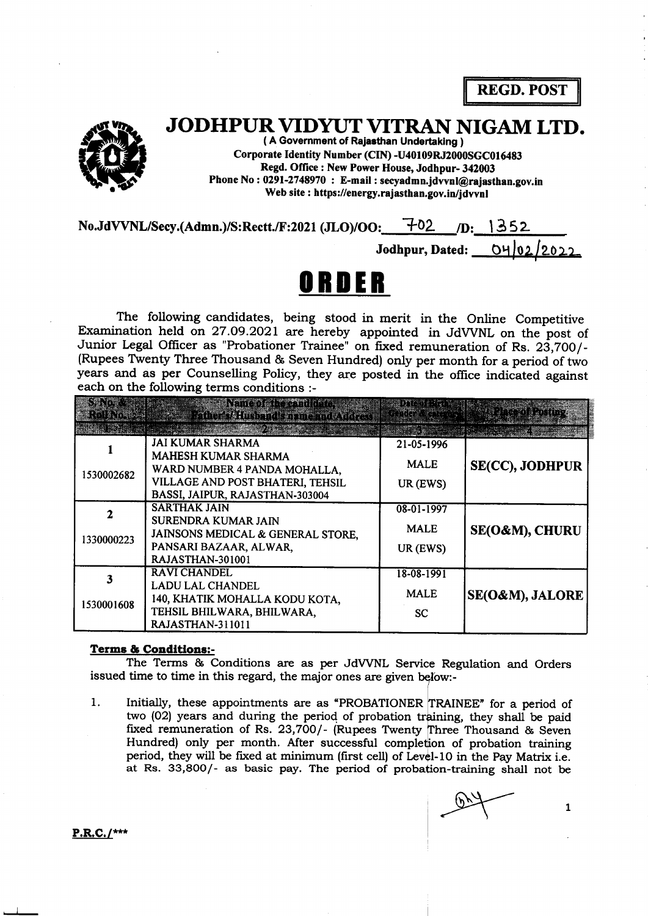**REGD. POST**

# JODHPUR VIDYUT VITRAN NIGAM LTD.

**( A Government of Rajasthan Undertaking )**
**Corporate Identity Number (CIN) -U40109RJ2000SGC016483**
**Regd. Office : New Power House, Jodhpur- 342003**
**Phone No : 0291-2748970 : E-mail : secyadmn.jdvvnl@rajasthan.gov.in**
**Web site : https://energy.rajasthan.gov.in/jdvvnl**

**No.JdVVNL/Secy.(Admn.)/S:Rectt./F:2021 (JLO)/OO: 702 /D: 1352**

**Jodhpur, Dated: 04/02/2022**

# ORDER

The following candidates, being stood in merit in the Online Competitive Examination held on 27.09.2021 are hereby appointed in JdVVNL on the post of Junior Legal Officer as "Probationer Trainee" on fixed remuneration of Rs. 23,700/- (Rupees Twenty Three Thousand & Seven Hundred) only per month for a period of two years and as per Counselling Policy, they are posted in the office indicated against each on the following terms conditions :-

| S. No. & Roll No. | Name of the candidate, Father's/ Husband's name and Address | Date of Birth, Gender & category | Place of Posting |
|---|---|---|---|
| 1 | 2 | 3 | 4 |
| 1<br>1530002682 | JAI KUMAR SHARMA<br>MAHESH KUMAR SHARMA<br>WARD NUMBER 4 PANDA MOHALLA, VILLAGE AND POST BHATERI, TEHSIL BASSI, JAIPUR, RAJASTHAN-303004 | 21-05-1996<br>MALE<br>UR (EWS) | **SE(CC), JODHPUR** |
| 2<br>1330000223 | SARTHAK JAIN<br>SURENDRA KUMAR JAIN<br>JAINSONS MEDICAL & GENERAL STORE, PANSARI BAZAAR, ALWAR, RAJASTHAN-301001 | 08-01-1997<br>MALE<br>UR (EWS) | **SE(O&M), CHURU** |
| 3<br>1530001608 | RAVI CHANDEL<br>LADU LAL CHANDEL<br>140, KHATIK MOHALLA KODU KOTA, TEHSIL BHILWARA, BHILWARA, RAJASTHAN-311011 | 18-08-1991<br>MALE<br>SC | **SE(O&M), JALORE** |

**Terms & Conditions:-**

The Terms & Conditions are as per JdVVNL Service Regulation and Orders issued time to time in this regard, the major ones are given below:-

1. Initially, these appointments are as "PROBATIONER TRAINEE" for a period of two (02) years and during the period of probation training, they shall be paid fixed remuneration of Rs. 23,700/- (Rupees Twenty Three Thousand & Seven Hundred) only per month. After successful completion of probation training period, they will be fixed at minimum (first cell) of Level-10 in the Pay Matrix i.e. at Rs. 33,800/- as basic pay. The period of probation-training shall not be

P.R.C./***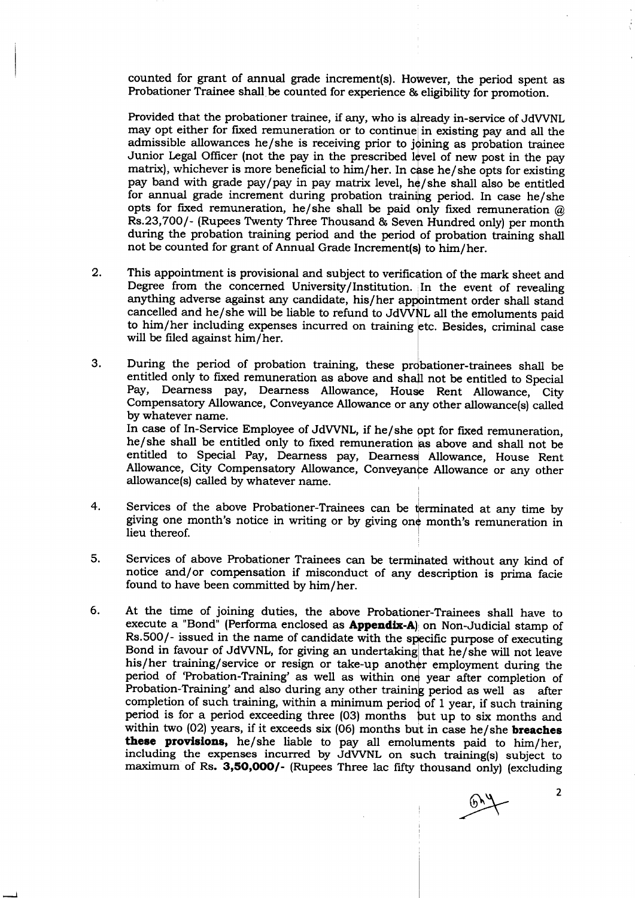counted for grant of annual grade increment(s). However, the period spent as Probationer Trainee shall be counted for experience & eligibility for promotion.

Provided that the probationer trainee, if any, who is already in-service of JdVVNL may opt either for fixed remuneration or to continue in existing pay and all the admissible allowances he/she is receiving prior to joining as probation trainee Junior Legal Officer (not the pay in the prescribed level of new post in the pay matrix), whichever is more beneficial to him/her. In case he/she opts for existing pay band with grade pay/pay in pay matrix level, he/she shall also be entitled for annual grade increment during probation training period. In case he/she opts for fixed remuneration, he/she shall be paid only fixed remuneration @ Rs.23,700/- (Rupees Twenty Three Thousand & Seven Hundred only) per month during the probation training period and the period of probation training shall not be counted for grant of Annual Grade Increment(s) to him/her.

2. This appointment is provisional and subject to verification of the mark sheet and Degree from the concerned University/Institution. In the event of revealing anything adverse against any candidate, his/her appointment order shall stand cancelled and he/she will be liable to refund to JdVVNL all the emoluments paid to him/her including expenses incurred on training etc. Besides, criminal case will be filed against him/her.

3. During the period of probation training, these probationer-trainees shall be entitled only to fixed remuneration as above and shall not be entitled to Special Pay, Dearness pay, Dearness Allowance, House Rent Allowance, City Compensatory Allowance, Conveyance Allowance or any other allowance(s) called by whatever name.
In case of In-Service Employee of JdVVNL, if he/she opt for fixed remuneration, he/she shall be entitled only to fixed remuneration as above and shall not be entitled to Special Pay, Dearness pay, Dearness Allowance, House Rent Allowance, City Compensatory Allowance, Conveyance Allowance or any other allowance(s) called by whatever name.

4. Services of the above Probationer-Trainees can be terminated at any time by giving one month's notice in writing or by giving one month's remuneration in lieu thereof.

5. Services of above Probationer Trainees can be terminated without any kind of notice and/or compensation if misconduct of any description is prima facie found to have been committed by him/her.

6. At the time of joining duties, the above Probationer-Trainees shall have to execute a "Bond" (Performa enclosed as **Appendix-A**) on Non-Judicial stamp of Rs.500/- issued in the name of candidate with the specific purpose of executing Bond in favour of JdVVNL, for giving an undertaking that he/she will not leave his/her training/service or resign or take-up another employment during the period of 'Probation-Training' as well as within one year after completion of Probation-Training' and also during any other training period as well as after completion of such training, within a minimum period of 1 year, if such training period is for a period exceeding three (03) months but up to six months and within two (02) years, if it exceeds six (06) months but in case he/she **breaches these provisions,** he/she liable to pay all emoluments paid to him/her, including the expenses incurred by JdVVNL on such training(s) subject to maximum of Rs. **3,50,000/-** (Rupees Three lac fifty thousand only) (excluding